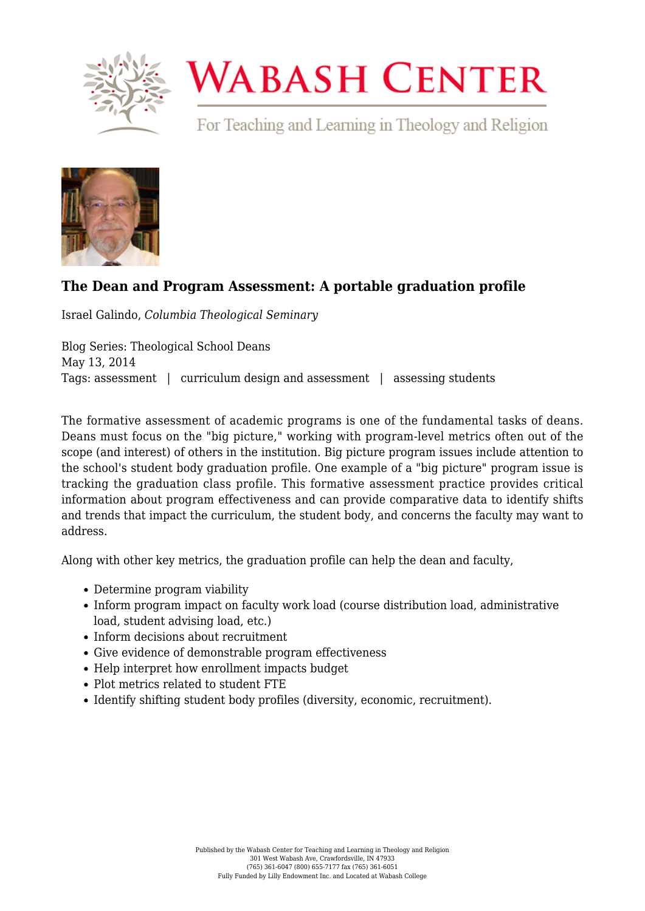# The Dean and Program Assessment: A portable graduation profile

Israel Galindo, *Columbia Theological Seminary*

Blog Series: Theological School Deans
May 13, 2014
Tags: assessment | curriculum design and assessment | assessing students

The formative assessment of academic programs is one of the fundamental tasks of deans. Deans must focus on the "big picture," working with program-level metrics often out of the scope (and interest) of others in the institution. Big picture program issues include attention to the school's student body graduation profile. One example of a "big picture" program issue is tracking the graduation class profile. This formative assessment practice provides critical information about program effectiveness and can provide comparative data to identify shifts and trends that impact the curriculum, the student body, and concerns the faculty may want to address.

Along with other key metrics, the graduation profile can help the dean and faculty,

- Determine program viability
- Inform program impact on faculty work load (course distribution load, administrative load, student advising load, etc.)
- Inform decisions about recruitment
- Give evidence of demonstrable program effectiveness
- Help interpret how enrollment impacts budget
- Plot metrics related to student FTE
- Identify shifting student body profiles (diversity, economic, recruitment).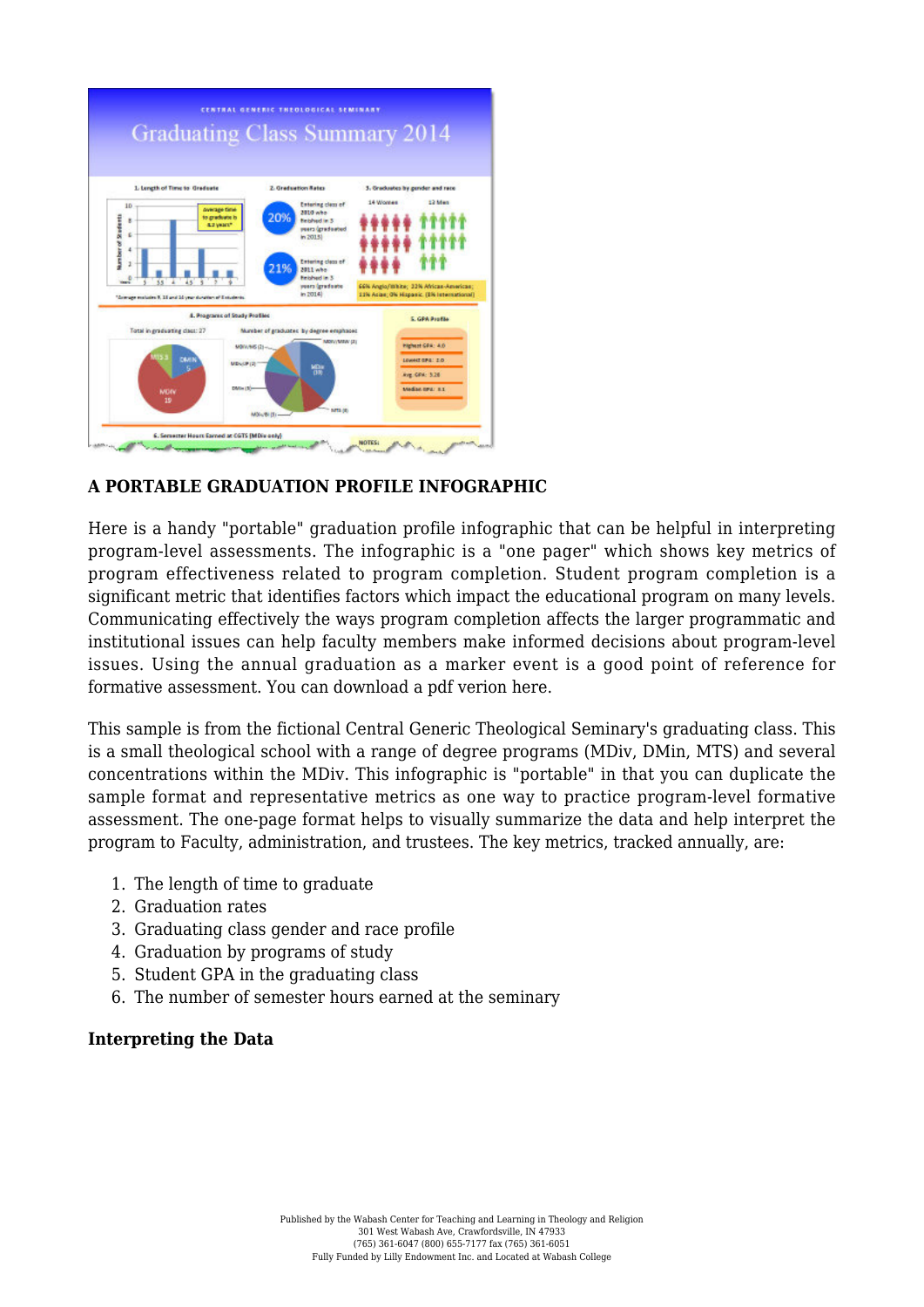## A PORTABLE GRADUATION PROFILE INFOGRAPHIC

Here is a handy "portable" graduation profile infographic that can be helpful in interpreting program-level assessments. The infographic is a "one pager" which shows key metrics of program effectiveness related to program completion. Student program completion is a significant metric that identifies factors which impact the educational program on many levels. Communicating effectively the ways program completion affects the larger programmatic and institutional issues can help faculty members make informed decisions about program-level issues. Using the annual graduation as a marker event is a good point of reference for formative assessment. You can download a pdf verion here.

This sample is from the fictional Central Generic Theological Seminary's graduating class. This is a small theological school with a range of degree programs (MDiv, DMin, MTS) and several concentrations within the MDiv. This infographic is "portable" in that you can duplicate the sample format and representative metrics as one way to practice program-level formative assessment. The one-page format helps to visually summarize the data and help interpret the program to Faculty, administration, and trustees. The key metrics, tracked annually, are:

1. The length of time to graduate
2. Graduation rates
3. Graduating class gender and race profile
4. Graduation by programs of study
5. Student GPA in the graduating class
6. The number of semester hours earned at the seminary

### Interpreting the Data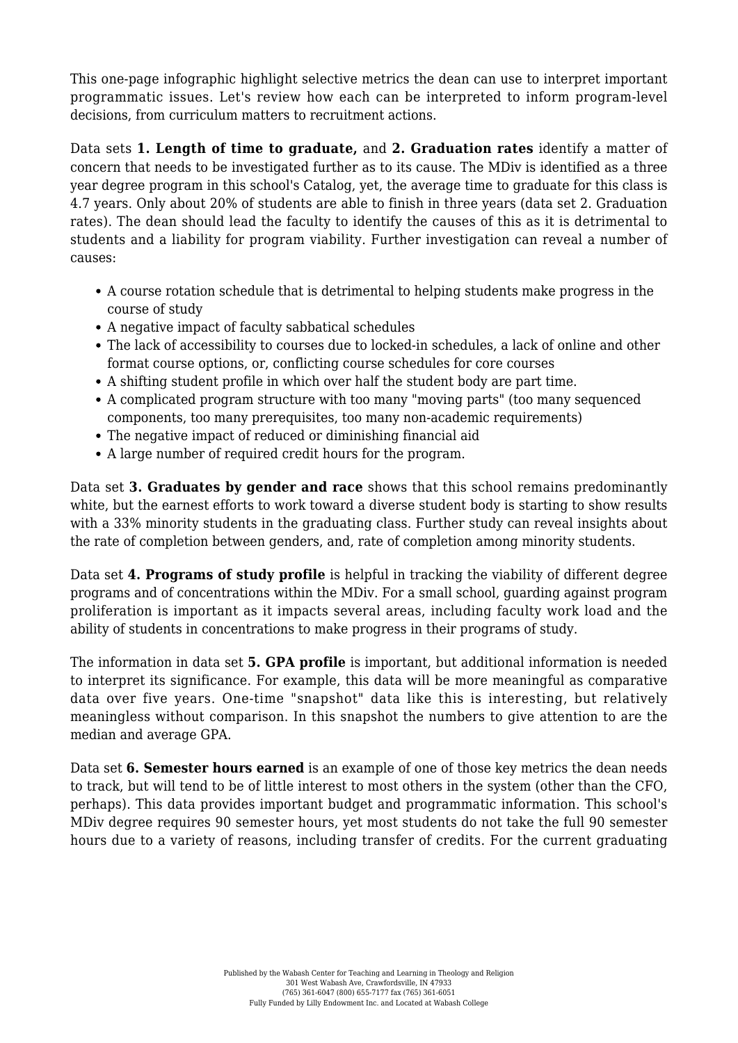This one-page infographic highlight selective metrics the dean can use to interpret important programmatic issues. Let's review how each can be interpreted to inform program-level decisions, from curriculum matters to recruitment actions.

Data sets **1. Length of time to graduate,** and **2. Graduation rates** identify a matter of concern that needs to be investigated further as to its cause. The MDiv is identified as a three year degree program in this school's Catalog, yet, the average time to graduate for this class is 4.7 years. Only about 20% of students are able to finish in three years (data set 2. Graduation rates). The dean should lead the faculty to identify the causes of this as it is detrimental to students and a liability for program viability. Further investigation can reveal a number of causes:

- A course rotation schedule that is detrimental to helping students make progress in the course of study
- A negative impact of faculty sabbatical schedules
- The lack of accessibility to courses due to locked-in schedules, a lack of online and other format course options, or, conflicting course schedules for core courses
- A shifting student profile in which over half the student body are part time.
- A complicated program structure with too many "moving parts" (too many sequenced components, too many prerequisites, too many non-academic requirements)
- The negative impact of reduced or diminishing financial aid
- A large number of required credit hours for the program.

Data set **3. Graduates by gender and race** shows that this school remains predominantly white, but the earnest efforts to work toward a diverse student body is starting to show results with a 33% minority students in the graduating class. Further study can reveal insights about the rate of completion between genders, and, rate of completion among minority students.

Data set **4. Programs of study profile** is helpful in tracking the viability of different degree programs and of concentrations within the MDiv. For a small school, guarding against program proliferation is important as it impacts several areas, including faculty work load and the ability of students in concentrations to make progress in their programs of study.

The information in data set **5. GPA profile** is important, but additional information is needed to interpret its significance. For example, this data will be more meaningful as comparative data over five years. One-time "snapshot" data like this is interesting, but relatively meaningless without comparison. In this snapshot the numbers to give attention to are the median and average GPA.

Data set **6. Semester hours earned** is an example of one of those key metrics the dean needs to track, but will tend to be of little interest to most others in the system (other than the CFO, perhaps). This data provides important budget and programmatic information. This school's MDiv degree requires 90 semester hours, yet most students do not take the full 90 semester hours due to a variety of reasons, including transfer of credits. For the current graduating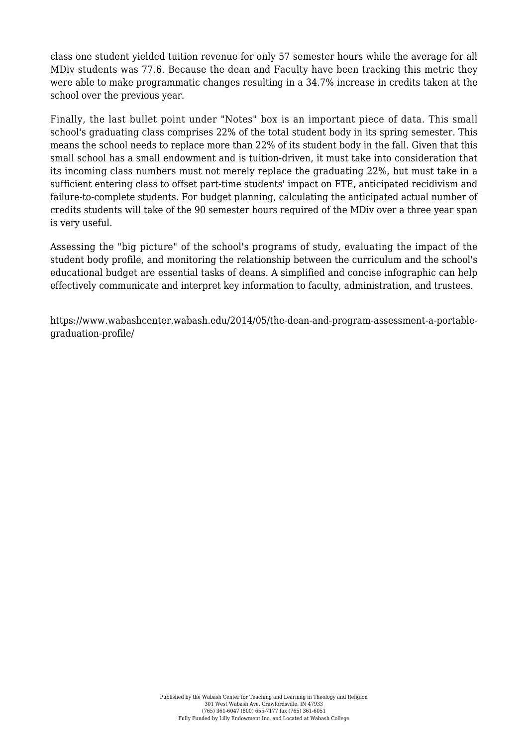class one student yielded tuition revenue for only 57 semester hours while the average for all MDiv students was 77.6. Because the dean and Faculty have been tracking this metric they were able to make programmatic changes resulting in a 34.7% increase in credits taken at the school over the previous year.

Finally, the last bullet point under "Notes" box is an important piece of data. This small school's graduating class comprises 22% of the total student body in its spring semester. This means the school needs to replace more than 22% of its student body in the fall. Given that this small school has a small endowment and is tuition-driven, it must take into consideration that its incoming class numbers must not merely replace the graduating 22%, but must take in a sufficient entering class to offset part-time students' impact on FTE, anticipated recidivism and failure-to-complete students. For budget planning, calculating the anticipated actual number of credits students will take of the 90 semester hours required of the MDiv over a three year span is very useful.

Assessing the "big picture" of the school's programs of study, evaluating the impact of the student body profile, and monitoring the relationship between the curriculum and the school's educational budget are essential tasks of deans. A simplified and concise infographic can help effectively communicate and interpret key information to faculty, administration, and trustees.

https://www.wabashcenter.wabash.edu/2014/05/the-dean-and-program-assessment-a-portable-graduation-profile/